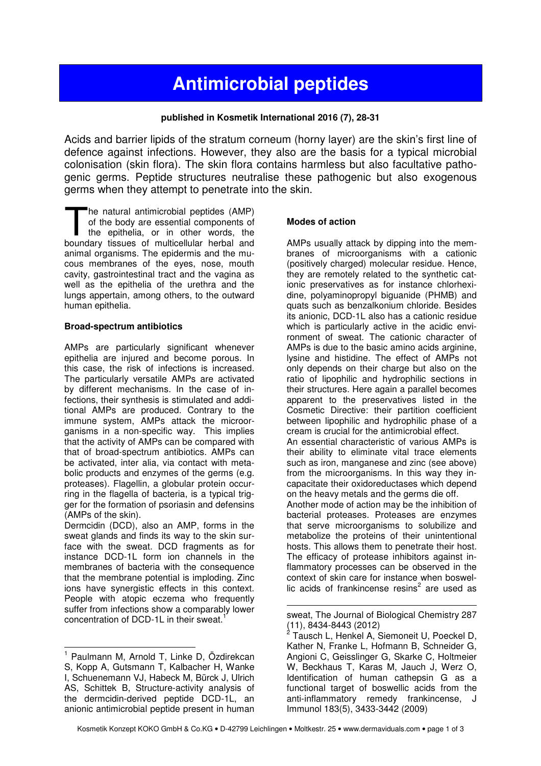# Antimicrobial peptides

**published in Kosmetik International 2016 (7), 28-31**

Acids and barrier lipids of the stratum corneum (horny layer) are the skin's first line of defence against infections. However, they also are the basis for a typical microbial colonisation (skin flora). The skin flora contains harmless but also facultative pathogenic germs. Peptide structures neutralise these pathogenic but also exogenous germs when they attempt to penetrate into the skin.

The natural antimicrobial peptides (AMP) of the body are essential components of the epithelia, or in other words, the boundary tissues of multicellular herbal and animal organisms. The epidermis and the mucous membranes of the eyes, nose, mouth cavity, gastrointestinal tract and the vagina as well as the epithelia of the urethra and the lungs appertain, among others, to the outward human epithelia.

**Broad-spectrum antibiotics**

AMPs are particularly significant whenever epithelia are injured and become porous. In this case, the risk of infections is increased. The particularly versatile AMPs are activated by different mechanisms. In the case of infections, their synthesis is stimulated and additional AMPs are produced. Contrary to the immune system, AMPs attack the microorganisms in a non-specific way. This implies that the activity of AMPs can be compared with that of broad-spectrum antibiotics. AMPs can be activated, inter alia, via contact with metabolic products and enzymes of the germs (e.g. proteases). Flagellin, a globular protein occurring in the flagella of bacteria, is a typical trigger for the formation of psoriasin and defensins (AMPs of the skin).

Dermcidin (DCD), also an AMP, forms in the sweat glands and finds its way to the skin surface with the sweat. DCD fragments as for instance DCD-1L form ion channels in the membranes of bacteria with the consequence that the membrane potential is imploding. Zinc ions have synergistic effects in this context. People with atopic eczema who frequently suffer from infections show a comparably lower concentration of DCD-1L in their sweat.[1]

**Modes of action**

AMPs usually attack by dipping into the membranes of microorganisms with a cationic (positively charged) molecular residue. Hence, they are remotely related to the synthetic cationic preservatives as for instance chlorhexidine, polyaminopropyl biguanide (PHMB) and quats such as benzalkonium chloride. Besides its anionic, DCD-1L also has a cationic residue which is particularly active in the acidic environment of sweat. The cationic character of AMPs is due to the basic amino acids arginine, lysine and histidine. The effect of AMPs not only depends on their charge but also on the ratio of lipophilic and hydrophilic sections in their structures. Here again a parallel becomes apparent to the preservatives listed in the Cosmetic Directive: their partition coefficient between lipophilic and hydrophilic phase of a cream is crucial for the antimicrobial effect.

An essential characteristic of various AMPs is their ability to eliminate vital trace elements such as iron, manganese and zinc (see above) from the microorganisms. In this way they incapacitate their oxidoreductases which depend on the heavy metals and the germs die off.

Another mode of action may be the inhibition of bacterial proteases. Proteases are enzymes that serve microorganisms to solubilize and metabolize the proteins of their unintentional hosts. This allows them to penetrate their host. The efficacy of protease inhibitors against inflammatory processes can be observed in the context of skin care for instance when boswellic acids of frankincense resins[2] are used as

---

[1] Paulmann M, Arnold T, Linke D, Özdirekcan S, Kopp A, Gutsmann T, Kalbacher H, Wanke I, Schuenemann VJ, Habeck M, Bürck J, Ulrich AS, Schittek B, Structure-activity analysis of the dermcidin-derived peptide DCD-1L, an anionic antimicrobial peptide present in human sweat, The Journal of Biological Chemistry 287 (11), 8434-8443 (2012)

[2] Tausch L, Henkel A, Siemoneit U, Poeckel D, Kather N, Franke L, Hofmann B, Schneider G, Angioni C, Geisslinger G, Skarke C, Holtmeier W, Beckhaus T, Karas M, Jauch J, Werz O, Identification of human cathepsin G as a functional target of boswellic acids from the anti-inflammatory remedy frankincense, J Immunol 183(5), 3433-3442 (2009)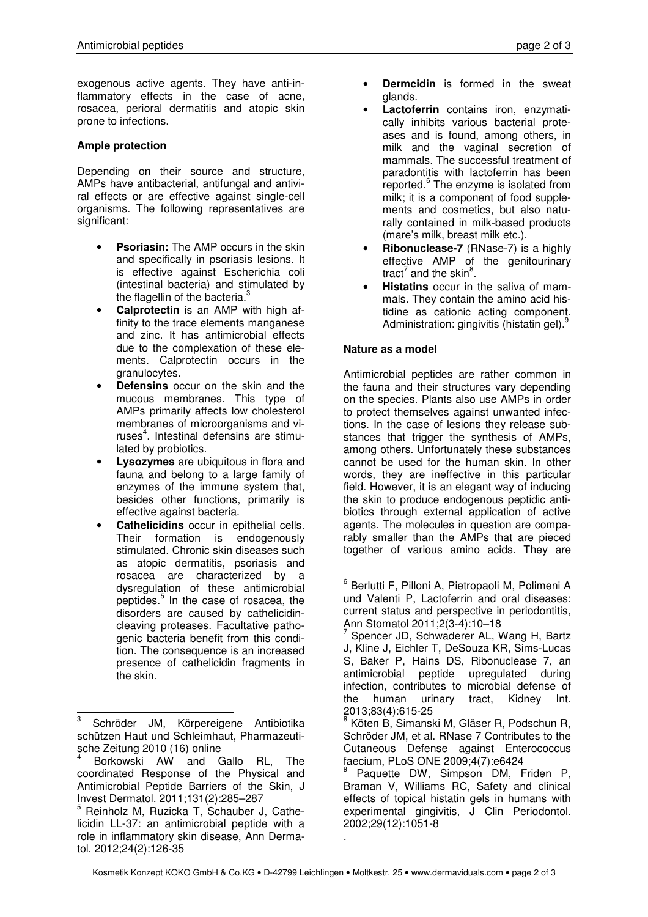exogenous active agents. They have anti-inflammatory effects in the case of acne, rosacea, perioral dermatitis and atopic skin prone to infections.

**Ample protection**

Depending on their source and structure, AMPs have antibacterial, antifungal and antiviral effects or are effective against single-cell organisms. The following representatives are significant:

- **Psoriasin:** The AMP occurs in the skin and specifically in psoriasis lesions. It is effective against Escherichia coli (intestinal bacteria) and stimulated by the flagellin of the bacteria.[3]
- **Calprotectin** is an AMP with high affinity to the trace elements manganese and zinc. It has antimicrobial effects due to the complexation of these elements. Calprotectin occurs in the granulocytes.
- **Defensins** occur on the skin and the mucous membranes. This type of AMPs primarily affects low cholesterol membranes of microorganisms and viruses[4]. Intestinal defensins are stimulated by probiotics.
- **Lysozymes** are ubiquitous in flora and fauna and belong to a large family of enzymes of the immune system that, besides other functions, primarily is effective against bacteria.
- **Cathelicidins** occur in epithelial cells. Their formation is endogenously stimulated. Chronic skin diseases such as atopic dermatitis, psoriasis and rosacea are characterized by a dysregulation of these antimicrobial peptides.[5] In the case of rosacea, the disorders are caused by cathelicidin-cleaving proteases. Facultative pathogenic bacteria benefit from this condition. The consequence is an increased presence of cathelicidin fragments in the skin.
- **Dermcidin** is formed in the sweat glands.
- **Lactoferrin** contains iron, enzymatically inhibits various bacterial proteases and is found, among others, in milk and the vaginal secretion of mammals. The successful treatment of paradontitis with lactoferrin has been reported.[6] The enzyme is isolated from milk; it is a component of food supplements and cosmetics, but also naturally contained in milk-based products (mare's milk, breast milk etc.).
- **Ribonuclease-7** (RNase-7) is a highly effective AMP of the genitourinary tract[7] and the skin[8].
- **Histatins** occur in the saliva of mammals. They contain the amino acid histidine as cationic acting component. Administration: gingivitis (histatin gel).[9]

**Nature as a model**

Antimicrobial peptides are rather common in the fauna and their structures vary depending on the species. Plants also use AMPs in order to protect themselves against unwanted infections. In the case of lesions they release substances that trigger the synthesis of AMPs, among others. Unfortunately these substances cannot be used for the human skin. In other words, they are ineffective in this particular field. However, it is an elegant way of inducing the skin to produce endogenous peptidic antibiotics through external application of active agents. The molecules in question are comparably smaller than the AMPs that are pieced together of various amino acids. They are

---

[3] Schröder JM, Körpereigene Antibiotika schützen Haut und Schleimhaut, Pharmazeutische Zeitung 2010 (16) online

[4] Borkowski AW and Gallo RL, The coordinated Response of the Physical and Antimicrobial Peptide Barriers of the Skin, J Invest Dermatol. 2011;131(2):285–287

[5] Reinholz M, Ruzicka T, Schauber J, Cathelicidin LL-37: an antimicrobial peptide with a role in inflammatory skin disease, Ann Dermatol. 2012;24(2):126-35

[6] Berlutti F, Pilloni A, Pietropaoli M, Polimeni A und Valenti P, Lactoferrin and oral diseases: current status and perspective in periodontitis, Ann Stomatol 2011;2(3-4):10–18

[7] Spencer JD, Schwaderer AL, Wang H, Bartz J, Kline J, Eichler T, DeSouza KR, Sims-Lucas S, Baker P, Hains DS, Ribonuclease 7, an antimicrobial peptide upregulated during infection, contributes to microbial defense of the human urinary tract, Kidney Int. 2013;83(4):615-25

[8] Köten B, Simanski M, Gläser R, Podschun R, Schröder JM, et al. RNase 7 Contributes to the Cutaneous Defense against Enterococcus faecium, PLoS ONE 2009;4(7):e6424

[9] Paquette DW, Simpson DM, Friden P, Braman V, Williams RC, Safety and clinical effects of topical histatin gels in humans with experimental gingivitis, J Clin Periodontol. 2002;29(12):1051-8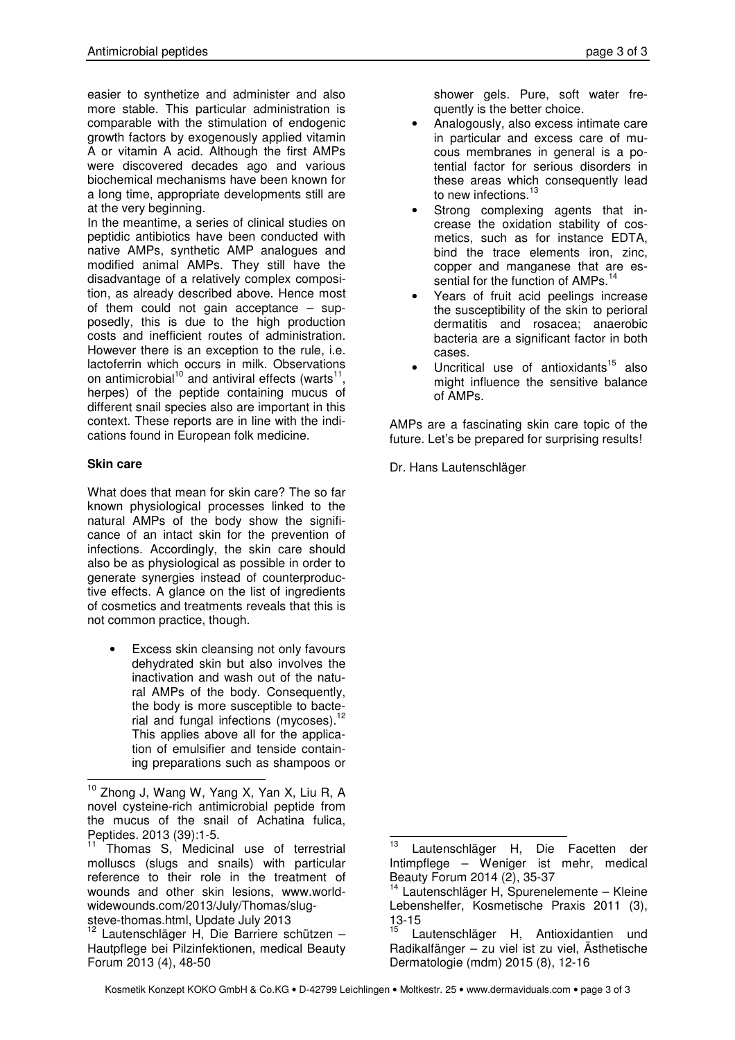easier to synthetize and administer and also more stable. This particular administration is comparable with the stimulation of endogenic growth factors by exogenously applied vitamin A or vitamin A acid. Although the first AMPs were discovered decades ago and various biochemical mechanisms have been known for a long time, appropriate developments still are at the very beginning.

In the meantime, a series of clinical studies on peptidic antibiotics have been conducted with native AMPs, synthetic AMP analogues and modified animal AMPs. They still have the disadvantage of a relatively complex composition, as already described above. Hence most of them could not gain acceptance – supposedly, this is due to the high production costs and inefficient routes of administration. However there is an exception to the rule, i.e. lactoferrin which occurs in milk. Observations on antimicrobial[10] and antiviral effects (warts[11], herpes) of the peptide containing mucus of different snail species also are important in this context. These reports are in line with the indications found in European folk medicine.

**Skin care**

What does that mean for skin care? The so far known physiological processes linked to the natural AMPs of the body show the significance of an intact skin for the prevention of infections. Accordingly, the skin care should also be as physiological as possible in order to generate synergies instead of counterproductive effects. A glance on the list of ingredients of cosmetics and treatments reveals that this is not common practice, though.

- Excess skin cleansing not only favours dehydrated skin but also involves the inactivation and wash out of the natural AMPs of the body. Consequently, the body is more susceptible to bacterial and fungal infections (mycoses).[12] This applies above all for the application of emulsifier and tenside containing preparations such as shampoos or shower gels. Pure, soft water frequently is the better choice.
- Analogously, also excess intimate care in particular and excess care of mucous membranes in general is a potential factor for serious disorders in these areas which consequently lead to new infections.[13]
- Strong complexing agents that increase the oxidation stability of cosmetics, such as for instance EDTA, bind the trace elements iron, zinc, copper and manganese that are essential for the function of AMPs.[14]
- Years of fruit acid peelings increase the susceptibility of the skin to perioral dermatitis and rosacea; anaerobic bacteria are a significant factor in both cases.
- Uncritical use of antioxidants[15] also might influence the sensitive balance of AMPs.

AMPs are a fascinating skin care topic of the future. Let's be prepared for surprising results!

Dr. Hans Lautenschläger

---

[10] Zhong J, Wang W, Yang X, Yan X, Liu R, A novel cysteine-rich antimicrobial peptide from the mucus of the snail of Achatina fulica, Peptides. 2013 (39):1-5.

[11] Thomas S, Medicinal use of terrestrial molluscs (slugs and snails) with particular reference to their role in the treatment of wounds and other skin lesions, www.worldwidewounds.com/2013/July/Thomas/slug-steve-thomas.html, Update July 2013

[12] Lautenschläger H, Die Barriere schützen – Hautpflege bei Pilzinfektionen, medical Beauty Forum 2013 (4), 48-50

[13] Lautenschläger H, Die Facetten der Intimpflege – Weniger ist mehr, medical Beauty Forum 2014 (2), 35-37

[14] Lautenschläger H, Spurenelemente – Kleine Lebenshelfer, Kosmetische Praxis 2011 (3), 13-15

[15] Lautenschläger H, Antioxidantien und Radikalfänger – zu viel ist zu viel, Ästhetische Dermatologie (mdm) 2015 (8), 12-16